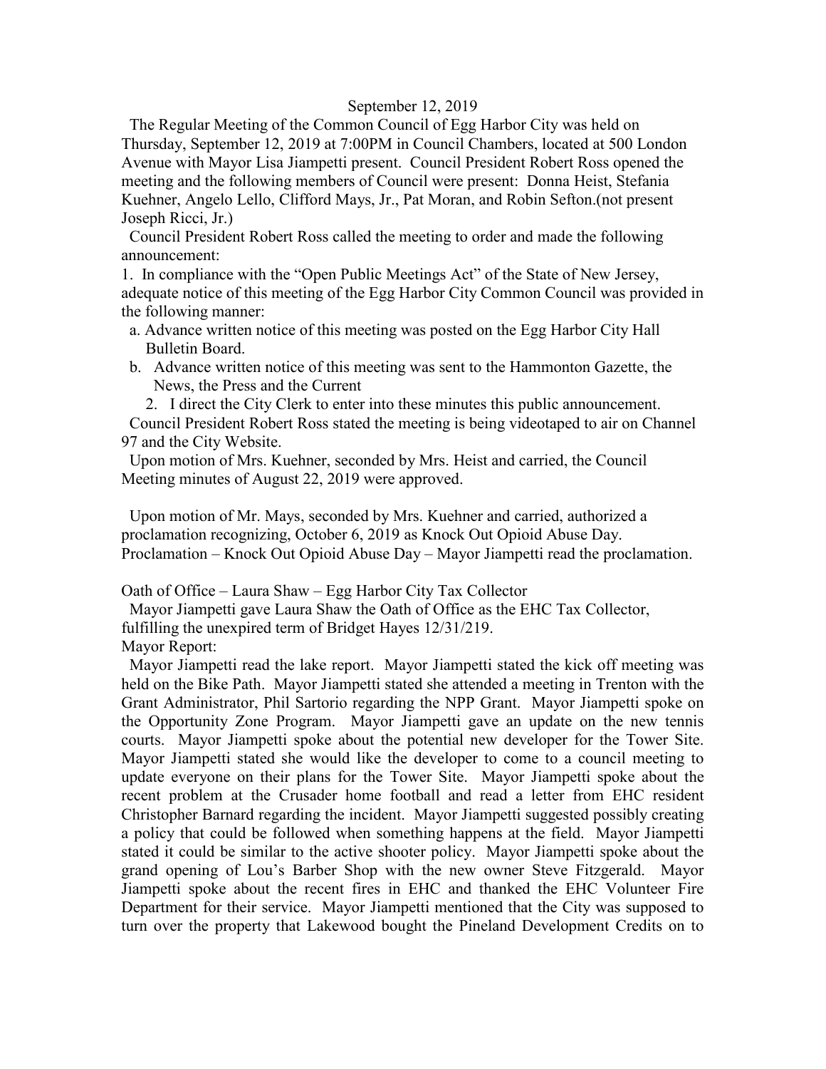September 12, 2019

The Regular Meeting of the Common Council of Egg Harbor City was held on Thursday, September 12, 2019 at 7:00PM in Council Chambers, located at 500 London Avenue with Mayor Lisa Jiampetti present. Council President Robert Ross opened the meeting and the following members of Council were present: Donna Heist, Stefania Kuehner, Angelo Lello, Clifford Mays, Jr., Pat Moran, and Robin Sefton.(not present Joseph Ricci, Jr.)

Council President Robert Ross called the meeting to order and made the following announcement:

1. In compliance with the "Open Public Meetings Act" of the State of New Jersey, adequate notice of this meeting of the Egg Harbor City Common Council was provided in the following manner:
   a. Advance written notice of this meeting was posted on the Egg Harbor City Hall Bulletin Board.
   b. Advance written notice of this meeting was sent to the Hammonton Gazette, the News, the Press and the Current
2. I direct the City Clerk to enter into these minutes this public announcement.

Council President Robert Ross stated the meeting is being videotaped to air on Channel 97 and the City Website.

Upon motion of Mrs. Kuehner, seconded by Mrs. Heist and carried, the Council Meeting minutes of August 22, 2019 were approved.

Upon motion of Mr. Mays, seconded by Mrs. Kuehner and carried, authorized a proclamation recognizing, October 6, 2019 as Knock Out Opioid Abuse Day. Proclamation – Knock Out Opioid Abuse Day – Mayor Jiampetti read the proclamation.

Oath of Office – Laura Shaw – Egg Harbor City Tax Collector

Mayor Jiampetti gave Laura Shaw the Oath of Office as the EHC Tax Collector, fulfilling the unexpired term of Bridget Hayes 12/31/219.

Mayor Report:

Mayor Jiampetti read the lake report. Mayor Jiampetti stated the kick off meeting was held on the Bike Path. Mayor Jiampetti stated she attended a meeting in Trenton with the Grant Administrator, Phil Sartorio regarding the NPP Grant. Mayor Jiampetti spoke on the Opportunity Zone Program. Mayor Jiampetti gave an update on the new tennis courts. Mayor Jiampetti spoke about the potential new developer for the Tower Site. Mayor Jiampetti stated she would like the developer to come to a council meeting to update everyone on their plans for the Tower Site. Mayor Jiampetti spoke about the recent problem at the Crusader home football and read a letter from EHC resident Christopher Barnard regarding the incident. Mayor Jiampetti suggested possibly creating a policy that could be followed when something happens at the field. Mayor Jiampetti stated it could be similar to the active shooter policy. Mayor Jiampetti spoke about the grand opening of Lou's Barber Shop with the new owner Steve Fitzgerald. Mayor Jiampetti spoke about the recent fires in EHC and thanked the EHC Volunteer Fire Department for their service. Mayor Jiampetti mentioned that the City was supposed to turn over the property that Lakewood bought the Pineland Development Credits on to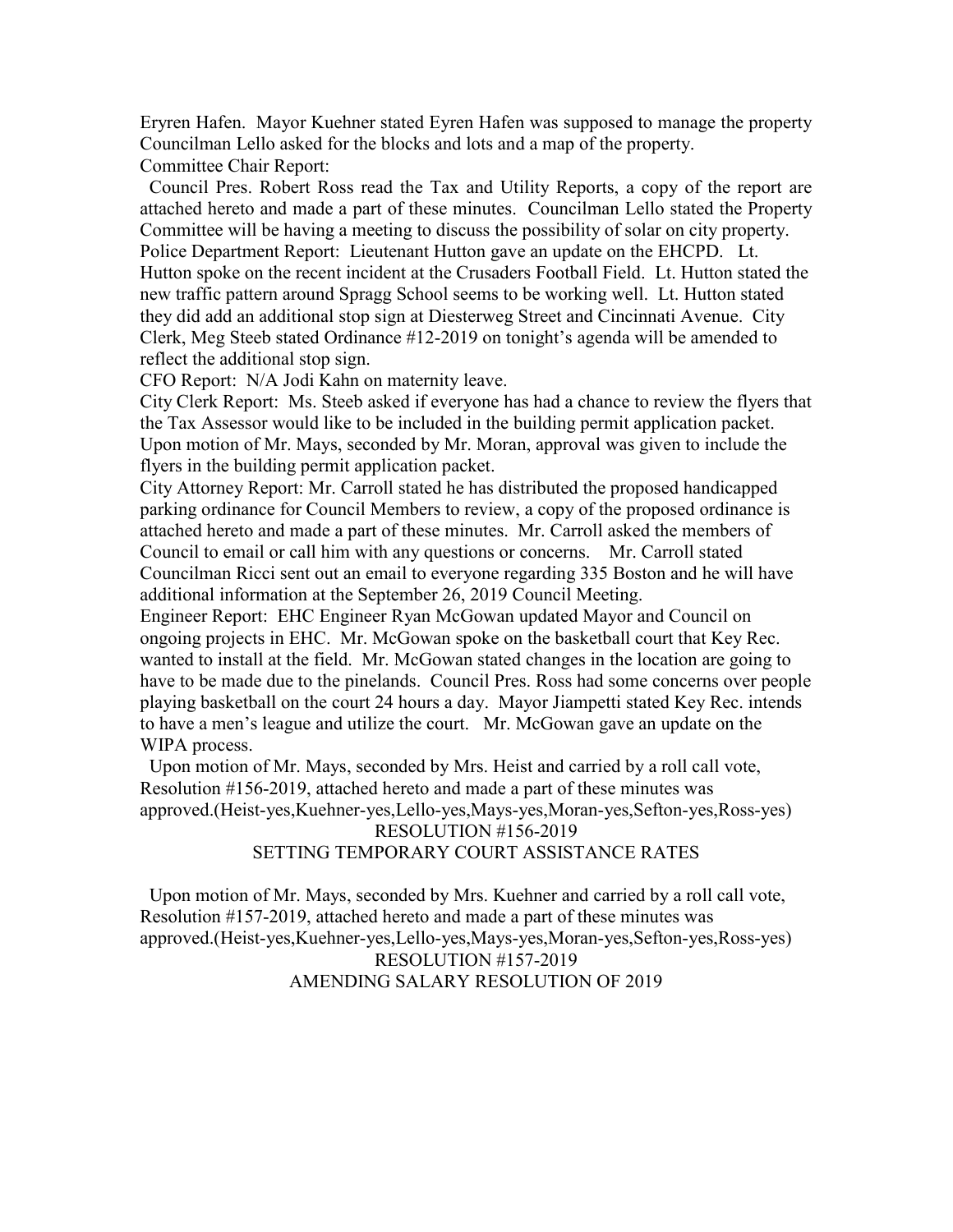Eryren Hafen. Mayor Kuehner stated Eyren Hafen was supposed to manage the property Councilman Lello asked for the blocks and lots and a map of the property.

Committee Chair Report:

Council Pres. Robert Ross read the Tax and Utility Reports, a copy of the report are attached hereto and made a part of these minutes. Councilman Lello stated the Property Committee will be having a meeting to discuss the possibility of solar on city property.

Police Department Report: Lieutenant Hutton gave an update on the EHCPD. Lt. Hutton spoke on the recent incident at the Crusaders Football Field. Lt. Hutton stated the new traffic pattern around Spragg School seems to be working well. Lt. Hutton stated they did add an additional stop sign at Diesterweg Street and Cincinnati Avenue. City Clerk, Meg Steeb stated Ordinance #12-2019 on tonight's agenda will be amended to reflect the additional stop sign.

CFO Report: N/A Jodi Kahn on maternity leave.

City Clerk Report: Ms. Steeb asked if everyone has had a chance to review the flyers that the Tax Assessor would like to be included in the building permit application packet. Upon motion of Mr. Mays, seconded by Mr. Moran, approval was given to include the flyers in the building permit application packet.

City Attorney Report: Mr. Carroll stated he has distributed the proposed handicapped parking ordinance for Council Members to review, a copy of the proposed ordinance is attached hereto and made a part of these minutes. Mr. Carroll asked the members of Council to email or call him with any questions or concerns. Mr. Carroll stated Councilman Ricci sent out an email to everyone regarding 335 Boston and he will have additional information at the September 26, 2019 Council Meeting.

Engineer Report: EHC Engineer Ryan McGowan updated Mayor and Council on ongoing projects in EHC. Mr. McGowan spoke on the basketball court that Key Rec. wanted to install at the field. Mr. McGowan stated changes in the location are going to have to be made due to the pinelands. Council Pres. Ross had some concerns over people playing basketball on the court 24 hours a day. Mayor Jiampetti stated Key Rec. intends to have a men's league and utilize the court. Mr. McGowan gave an update on the WIPA process.

Upon motion of Mr. Mays, seconded by Mrs. Heist and carried by a roll call vote, Resolution #156-2019, attached hereto and made a part of these minutes was approved.(Heist-yes,Kuehner-yes,Lello-yes,Mays-yes,Moran-yes,Sefton-yes,Ross-yes)

RESOLUTION #156-2019
SETTING TEMPORARY COURT ASSISTANCE RATES

Upon motion of Mr. Mays, seconded by Mrs. Kuehner and carried by a roll call vote, Resolution #157-2019, attached hereto and made a part of these minutes was approved.(Heist-yes,Kuehner-yes,Lello-yes,Mays-yes,Moran-yes,Sefton-yes,Ross-yes)

RESOLUTION #157-2019
AMENDING SALARY RESOLUTION OF 2019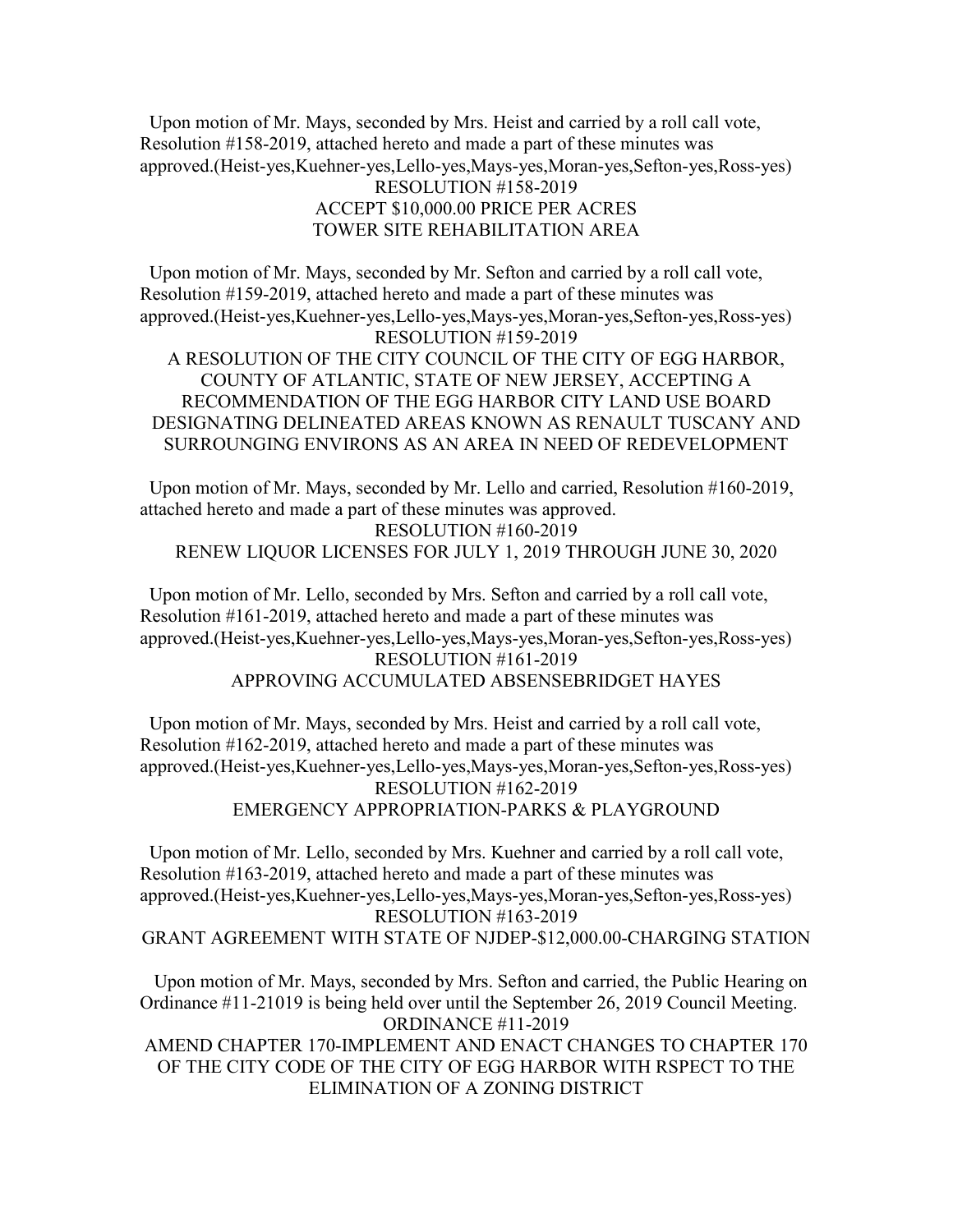Upon motion of Mr. Mays, seconded by Mrs. Heist and carried by a roll call vote, Resolution #158-2019, attached hereto and made a part of these minutes was approved.(Heist-yes,Kuehner-yes,Lello-yes,Mays-yes,Moran-yes,Sefton-yes,Ross-yes)

RESOLUTION #158-2019
ACCEPT $10,000.00 PRICE PER ACRES
TOWER SITE REHABILITATION AREA

Upon motion of Mr. Mays, seconded by Mr. Sefton and carried by a roll call vote, Resolution #159-2019, attached hereto and made a part of these minutes was approved.(Heist-yes,Kuehner-yes,Lello-yes,Mays-yes,Moran-yes,Sefton-yes,Ross-yes)

RESOLUTION #159-2019
A RESOLUTION OF THE CITY COUNCIL OF THE CITY OF EGG HARBOR, COUNTY OF ATLANTIC, STATE OF NEW JERSEY, ACCEPTING A RECOMMENDATION OF THE EGG HARBOR CITY LAND USE BOARD DESIGNATING DELINEATED AREAS KNOWN AS RENAULT TUSCANY AND SURROUNGING ENVIRONS AS AN AREA IN NEED OF REDEVELOPMENT

Upon motion of Mr. Mays, seconded by Mr. Lello and carried, Resolution #160-2019, attached hereto and made a part of these minutes was approved.

RESOLUTION #160-2019
RENEW LIQUOR LICENSES FOR JULY 1, 2019 THROUGH JUNE 30, 2020

Upon motion of Mr. Lello, seconded by Mrs. Sefton and carried by a roll call vote, Resolution #161-2019, attached hereto and made a part of these minutes was approved.(Heist-yes,Kuehner-yes,Lello-yes,Mays-yes,Moran-yes,Sefton-yes,Ross-yes)

RESOLUTION #161-2019
APPROVING ACCUMULATED ABSENSEBRIDGET HAYES

Upon motion of Mr. Mays, seconded by Mrs. Heist and carried by a roll call vote, Resolution #162-2019, attached hereto and made a part of these minutes was approved.(Heist-yes,Kuehner-yes,Lello-yes,Mays-yes,Moran-yes,Sefton-yes,Ross-yes)

RESOLUTION #162-2019
EMERGENCY APPROPRIATION-PARKS & PLAYGROUND

Upon motion of Mr. Lello, seconded by Mrs. Kuehner and carried by a roll call vote, Resolution #163-2019, attached hereto and made a part of these minutes was approved.(Heist-yes,Kuehner-yes,Lello-yes,Mays-yes,Moran-yes,Sefton-yes,Ross-yes)

RESOLUTION #163-2019
GRANT AGREEMENT WITH STATE OF NJDEP-$12,000.00-CHARGING STATION

Upon motion of Mr. Mays, seconded by Mrs. Sefton and carried, the Public Hearing on Ordinance #11-21019 is being held over until the September 26, 2019 Council Meeting.

ORDINANCE #11-2019
AMEND CHAPTER 170-IMPLEMENT AND ENACT CHANGES TO CHAPTER 170 OF THE CITY CODE OF THE CITY OF EGG HARBOR WITH RSPECT TO THE ELIMINATION OF A ZONING DISTRICT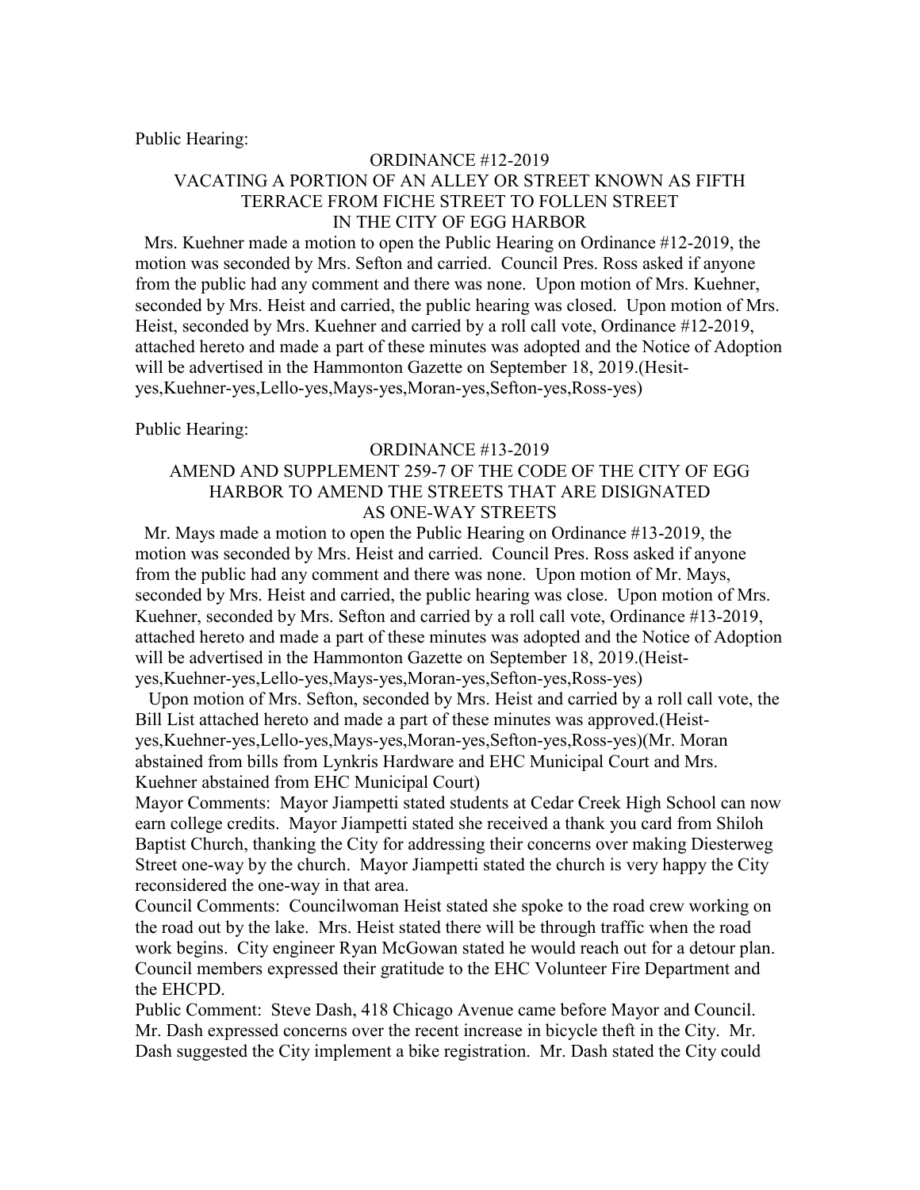Public Hearing:

ORDINANCE #12-2019
VACATING A PORTION OF AN ALLEY OR STREET KNOWN AS FIFTH TERRACE FROM FICHE STREET TO FOLLEN STREET
IN THE CITY OF EGG HARBOR

Mrs. Kuehner made a motion to open the Public Hearing on Ordinance #12-2019, the motion was seconded by Mrs. Sefton and carried. Council Pres. Ross asked if anyone from the public had any comment and there was none. Upon motion of Mrs. Kuehner, seconded by Mrs. Heist and carried, the public hearing was closed. Upon motion of Mrs. Heist, seconded by Mrs. Kuehner and carried by a roll call vote, Ordinance #12-2019, attached hereto and made a part of these minutes was adopted and the Notice of Adoption will be advertised in the Hammonton Gazette on September 18, 2019.(Hesit-yes,Kuehner-yes,Lello-yes,Mays-yes,Moran-yes,Sefton-yes,Ross-yes)

Public Hearing:

ORDINANCE #13-2019
AMEND AND SUPPLEMENT 259-7 OF THE CODE OF THE CITY OF EGG HARBOR TO AMEND THE STREETS THAT ARE DISIGNATED
AS ONE-WAY STREETS

Mr. Mays made a motion to open the Public Hearing on Ordinance #13-2019, the motion was seconded by Mrs. Heist and carried. Council Pres. Ross asked if anyone from the public had any comment and there was none. Upon motion of Mr. Mays, seconded by Mrs. Heist and carried, the public hearing was close. Upon motion of Mrs. Kuehner, seconded by Mrs. Sefton and carried by a roll call vote, Ordinance #13-2019, attached hereto and made a part of these minutes was adopted and the Notice of Adoption will be advertised in the Hammonton Gazette on September 18, 2019.(Heist-yes,Kuehner-yes,Lello-yes,Mays-yes,Moran-yes,Sefton-yes,Ross-yes)

Upon motion of Mrs. Sefton, seconded by Mrs. Heist and carried by a roll call vote, the Bill List attached hereto and made a part of these minutes was approved.(Heist-yes,Kuehner-yes,Lello-yes,Mays-yes,Moran-yes,Sefton-yes,Ross-yes)(Mr. Moran abstained from bills from Lynkris Hardware and EHC Municipal Court and Mrs. Kuehner abstained from EHC Municipal Court)

Mayor Comments: Mayor Jiampetti stated students at Cedar Creek High School can now earn college credits. Mayor Jiampetti stated she received a thank you card from Shiloh Baptist Church, thanking the City for addressing their concerns over making Diesterweg Street one-way by the church. Mayor Jiampetti stated the church is very happy the City reconsidered the one-way in that area.

Council Comments: Councilwoman Heist stated she spoke to the road crew working on the road out by the lake. Mrs. Heist stated there will be through traffic when the road work begins. City engineer Ryan McGowan stated he would reach out for a detour plan. Council members expressed their gratitude to the EHC Volunteer Fire Department and the EHCPD.

Public Comment: Steve Dash, 418 Chicago Avenue came before Mayor and Council. Mr. Dash expressed concerns over the recent increase in bicycle theft in the City. Mr. Dash suggested the City implement a bike registration. Mr. Dash stated the City could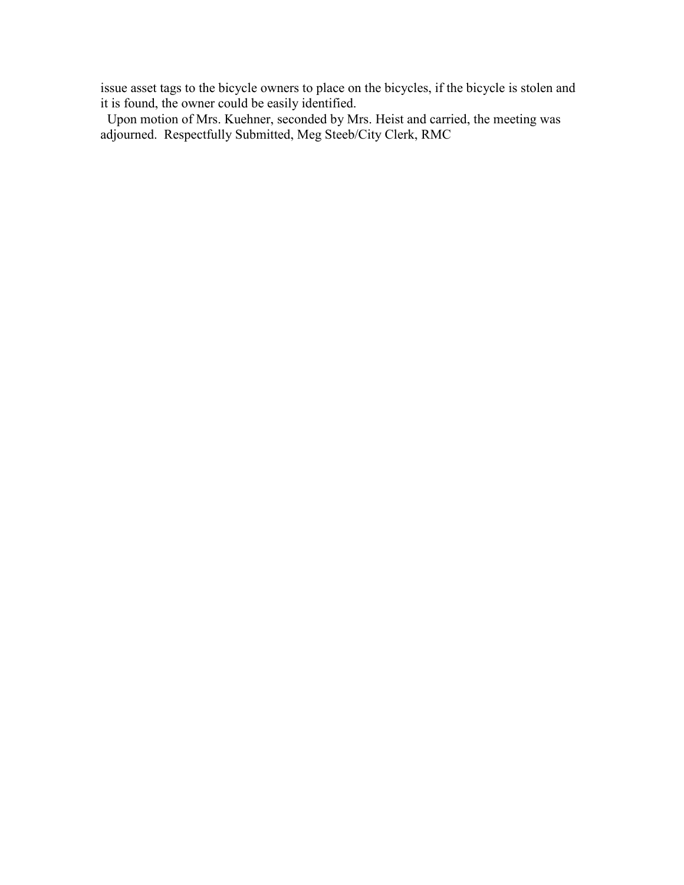issue asset tags to the bicycle owners to place on the bicycles, if the bicycle is stolen and it is found, the owner could be easily identified.

Upon motion of Mrs. Kuehner, seconded by Mrs. Heist and carried, the meeting was adjourned. Respectfully Submitted, Meg Steeb/City Clerk, RMC